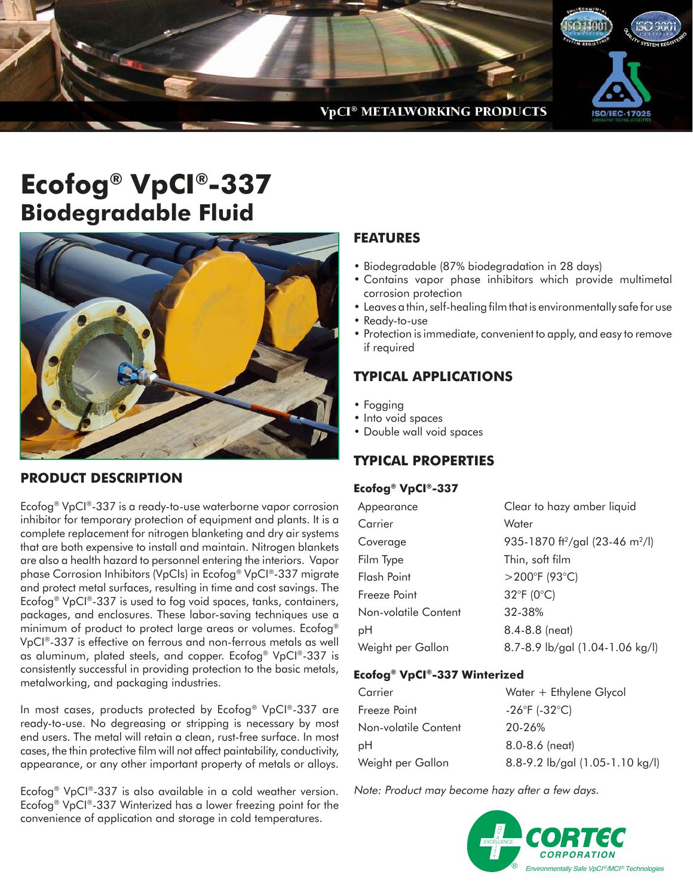VpCI® METALWORKING PRODUCTS

# Ecofog® VpCI®-337
## Biodegradable Fluid

## PRODUCT DESCRIPTION

Ecofog® VpCI®-337 is a ready-to-use waterborne vapor corrosion inhibitor for temporary protection of equipment and plants. It is a complete replacement for nitrogen blanketing and dry air systems that are both expensive to install and maintain. Nitrogen blankets are also a health hazard to personnel entering the interiors. Vapor phase Corrosion Inhibitors (VpCIs) in Ecofog® VpCI®-337 migrate and protect metal surfaces, resulting in time and cost savings. The Ecofog® VpCI®-337 is used to fog void spaces, tanks, containers, packages, and enclosures. These labor-saving techniques use a minimum of product to protect large areas or volumes. Ecofog® VpCI®-337 is effective on ferrous and non-ferrous metals as well as aluminum, plated steels, and copper. Ecofog® VpCI®-337 is consistently successful in providing protection to the basic metals, metalworking, and packaging industries.

In most cases, products protected by Ecofog® VpCI®-337 are ready-to-use. No degreasing or stripping is necessary by most end users. The metal will retain a clean, rust-free surface. In most cases, the thin protective film will not affect paintability, conductivity, appearance, or any other important property of metals or alloys.

Ecofog® VpCI®-337 is also available in a cold weather version. Ecofog® VpCI®-337 Winterized has a lower freezing point for the convenience of application and storage in cold temperatures.

## FEATURES

- Biodegradable (87% biodegradation in 28 days)
- Contains vapor phase inhibitors which provide multimetal corrosion protection
- Leaves a thin, self-healing film that is environmentally safe for use
- Ready-to-use
- Protection is immediate, convenient to apply, and easy to remove if required

## TYPICAL APPLICATIONS

- Fogging
- Into void spaces
- Double wall void spaces

## TYPICAL PROPERTIES

**Ecofog® VpCI®-337**

| Property | Value |
|---|---|
| Appearance | Clear to hazy amber liquid |
| Carrier | Water |
| Coverage | 935-1870 ft²/gal (23-46 m²/l) |
| Film Type | Thin, soft film |
| Flash Point | >200°F (93°C) |
| Freeze Point | 32°F (0°C) |
| Non-volatile Content | 32-38% |
| pH | 8.4-8.8 (neat) |
| Weight per Gallon | 8.7-8.9 lb/gal (1.04-1.06 kg/l) |

**Ecofog® VpCI®-337 Winterized**

| Property | Value |
|---|---|
| Carrier | Water + Ethylene Glycol |
| Freeze Point | -26°F (-32°C) |
| Non-volatile Content | 20-26% |
| pH | 8.0-8.6 (neat) |
| Weight per Gallon | 8.8-9.2 lb/gal (1.05-1.10 kg/l) |

*Note: Product may become hazy after a few days.*

CORTEC CORPORATION
*Environmentally Safe VpCI®/MCI® Technologies*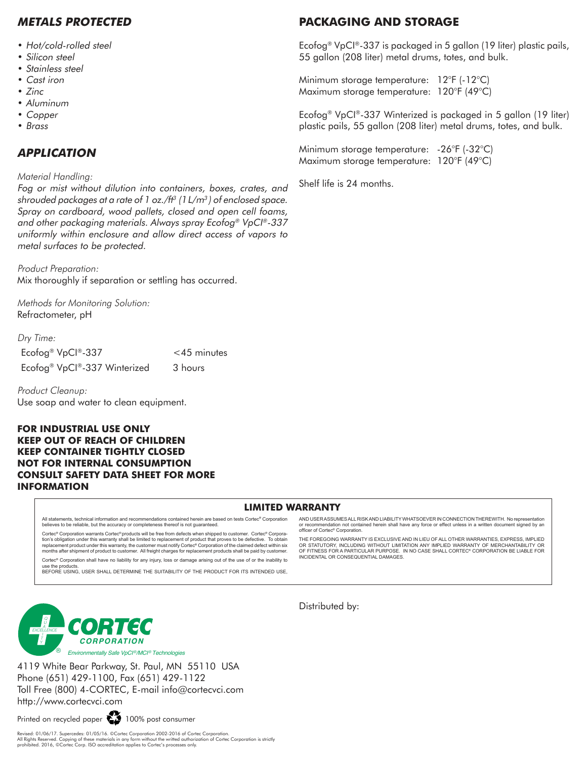## *METALS PROTECTED*

- *Hot/cold-rolled steel*
- *Silicon steel*
- *Stainless steel*
- *Cast iron*
- *Zinc*
- *Aluminum*
- *Copper*
- *Brass*

## *APPLICATION*

*Material Handling:*
*Fog or mist without dilution into containers, boxes, crates, and shrouded packages at a rate of 1 oz./ft³ (1 L/m³) of enclosed space. Spray on cardboard, wood pallets, closed and open cell foams, and other packaging materials. Always spray Ecofog® VpCI®-337 uniformly within enclosure and allow direct access of vapors to metal surfaces to be protected.*

*Product Preparation:*
Mix thoroughly if separation or settling has occurred.

*Methods for Monitoring Solution:*
Refractometer, pH

*Dry Time:*

| | |
|---|---|
| Ecofog® VpCI®-337 | <45 minutes |
| Ecofog® VpCI®-337 Winterized | 3 hours |

*Product Cleanup:*
Use soap and water to clean equipment.

**FOR INDUSTRIAL USE ONLY**
**KEEP OUT OF REACH OF CHILDREN**
**KEEP CONTAINER TIGHTLY CLOSED**
**NOT FOR INTERNAL CONSUMPTION**
**CONSULT SAFETY DATA SHEET FOR MORE INFORMATION**

## PACKAGING AND STORAGE

Ecofog® VpCI®-337 is packaged in 5 gallon (19 liter) plastic pails, 55 gallon (208 liter) metal drums, totes, and bulk.

Minimum storage temperature: 12°F (-12°C)
Maximum storage temperature: 120°F (49°C)

Ecofog® VpCI®-337 Winterized is packaged in 5 gallon (19 liter) plastic pails, 55 gallon (208 liter) metal drums, totes, and bulk.

Minimum storage temperature: -26°F (-32°C)
Maximum storage temperature: 120°F (49°C)

Shelf life is 24 months.

### LIMITED WARRANTY

All statements, technical information and recommendations contained herein are based on tests Cortec® Corporation believes to be reliable, but the accuracy or completeness thereof is not guaranteed.

Cortec® Corporation warrants Cortec® products will be free from defects when shipped to customer. Cortec® Corporation's obligation under this warranty shall be limited to replacement of product that proves to be defective. To obtain replacement product under this warranty, the customer must notify Cortec® Corporation of the claimed defect within six months after shipment of product to customer. All freight charges for replacement products shall be paid by customer.

Cortec® Corporation shall have no liability for any injury, loss or damage arising out of the use of or the inability to use the products.

BEFORE USING, USER SHALL DETERMINE THE SUITABILITY OF THE PRODUCT FOR ITS INTENDED USE, AND USER ASSUMES ALL RISK AND LIABILITY WHATSOEVER IN CONNECTION THEREWITH. No representation or recommendation not contained herein shall have any force or effect unless in a written document signed by an officer of Cortec® Corporation.

THE FOREGOING WARRANTY IS EXCLUSIVE AND IN LIEU OF ALL OTHER WARRANTIES, EXPRESS, IMPLIED OR STATUTORY, INCLUDING WITHOUT LIMITATION ANY IMPLIED WARRANTY OF MERCHANTABILITY OR OF FITNESS FOR A PARTICULAR PURPOSE. IN NO CASE SHALL CORTEC® CORPORATION BE LIABLE FOR INCIDENTAL OR CONSEQUENTIAL DAMAGES.

CORTEC CORPORATION
*Environmentally Safe VpCI®/MCI® Technologies*

4119 White Bear Parkway, St. Paul, MN 55110 USA
Phone (651) 429-1100, Fax (651) 429-1122
Toll Free (800) 4-CORTEC, E-mail info@cortecvci.com
http://www.cortecvci.com

Printed on recycled paper 100% post consumer

Distributed by:

Revised: 01/06/17. Supercedes: 01/05/16. ©Cortec Corporation 2002-2016 of Cortec Corporation. All Rights Reserved. Copying of these materials in any form without the writted authorization of Cortec Corporation is strictly prohibited. 2016, ©Cortec Corp. ISO accreditation applies to Cortec's processes only.